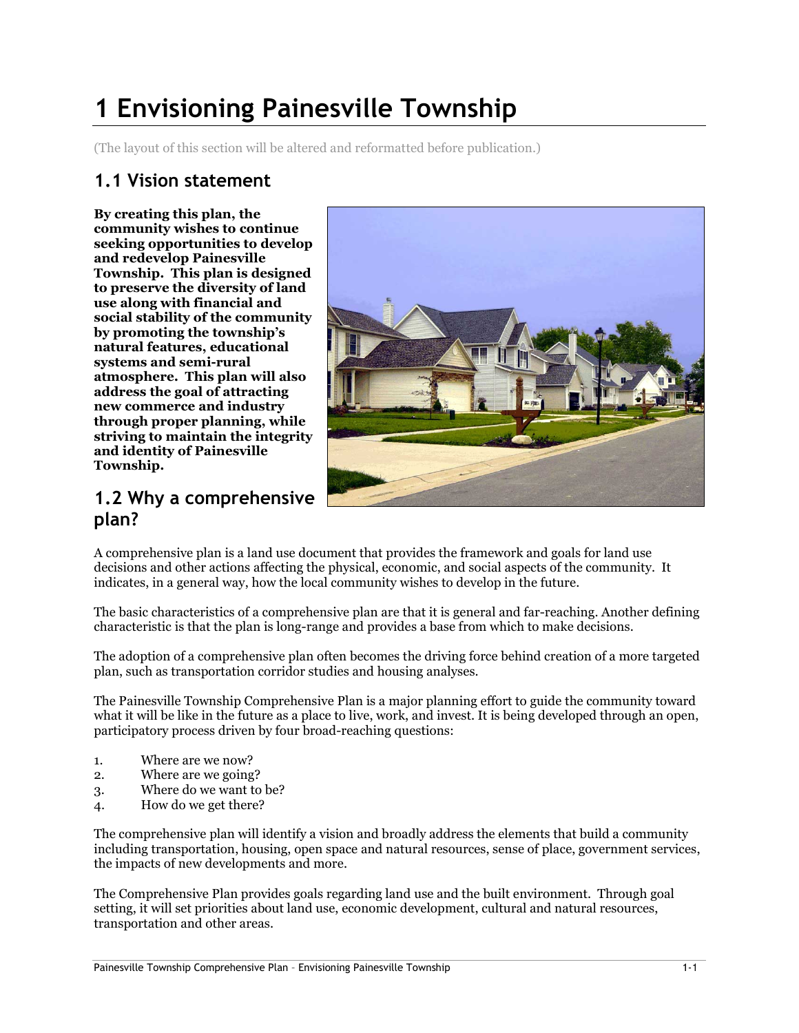# 1 Envisioning Painesville Township

(The layout of this section will be altered and reformatted before publication.)

## 1.1 Vision statement

**By creating this plan, the community wishes to continue seeking opportunities to develop and redevelop Painesville Township. This plan is designed to preserve the diversity of land use along with financial and social stability of the community by promoting the township's natural features, educational systems and semi-rural atmosphere. This plan will also address the goal of attracting new commerce and industry through proper planning, while striving to maintain the integrity and identity of Painesville Township.**

## 1.2 Why a comprehensive plan?

A comprehensive plan is a land use document that provides the framework and goals for land use decisions and other actions affecting the physical, economic, and social aspects of the community. It indicates, in a general way, how the local community wishes to develop in the future.

The basic characteristics of a comprehensive plan are that it is general and far-reaching. Another defining characteristic is that the plan is long-range and provides a base from which to make decisions.

The adoption of a comprehensive plan often becomes the driving force behind creation of a more targeted plan, such as transportation corridor studies and housing analyses.

The Painesville Township Comprehensive Plan is a major planning effort to guide the community toward what it will be like in the future as a place to live, work, and invest. It is being developed through an open, participatory process driven by four broad-reaching questions:

1. Where are we now?
2. Where are we going?
3. Where do we want to be?
4. How do we get there?

The comprehensive plan will identify a vision and broadly address the elements that build a community including transportation, housing, open space and natural resources, sense of place, government services, the impacts of new developments and more.

The Comprehensive Plan provides goals regarding land use and the built environment. Through goal setting, it will set priorities about land use, economic development, cultural and natural resources, transportation and other areas.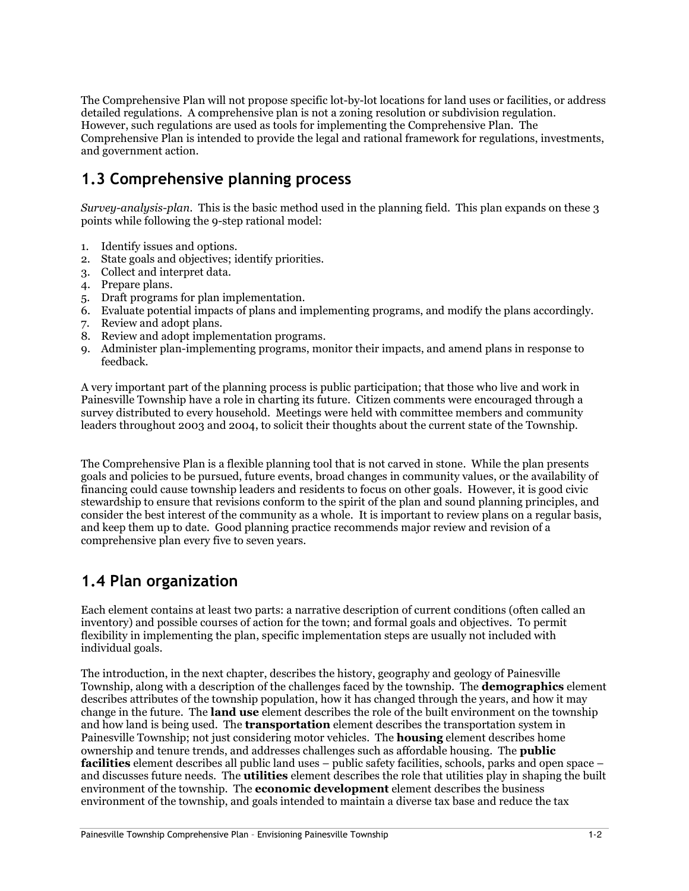The Comprehensive Plan will not propose specific lot-by-lot locations for land uses or facilities, or address detailed regulations. A comprehensive plan is not a zoning resolution or subdivision regulation. However, such regulations are used as tools for implementing the Comprehensive Plan. The Comprehensive Plan is intended to provide the legal and rational framework for regulations, investments, and government action.

## 1.3 Comprehensive planning process

*Survey-analysis-plan.* This is the basic method used in the planning field. This plan expands on these 3 points while following the 9-step rational model:

1. Identify issues and options.
2. State goals and objectives; identify priorities.
3. Collect and interpret data.
4. Prepare plans.
5. Draft programs for plan implementation.
6. Evaluate potential impacts of plans and implementing programs, and modify the plans accordingly.
7. Review and adopt plans.
8. Review and adopt implementation programs.
9. Administer plan-implementing programs, monitor their impacts, and amend plans in response to feedback.

A very important part of the planning process is public participation; that those who live and work in Painesville Township have a role in charting its future. Citizen comments were encouraged through a survey distributed to every household. Meetings were held with committee members and community leaders throughout 2003 and 2004, to solicit their thoughts about the current state of the Township.

The Comprehensive Plan is a flexible planning tool that is not carved in stone. While the plan presents goals and policies to be pursued, future events, broad changes in community values, or the availability of financing could cause township leaders and residents to focus on other goals. However, it is good civic stewardship to ensure that revisions conform to the spirit of the plan and sound planning principles, and consider the best interest of the community as a whole. It is important to review plans on a regular basis, and keep them up to date. Good planning practice recommends major review and revision of a comprehensive plan every five to seven years.

## 1.4 Plan organization

Each element contains at least two parts: a narrative description of current conditions (often called an inventory) and possible courses of action for the town; and formal goals and objectives. To permit flexibility in implementing the plan, specific implementation steps are usually not included with individual goals.

The introduction, in the next chapter, describes the history, geography and geology of Painesville Township, along with a description of the challenges faced by the township. The **demographics** element describes attributes of the township population, how it has changed through the years, and how it may change in the future. The **land use** element describes the role of the built environment on the township and how land is being used. The **transportation** element describes the transportation system in Painesville Township; not just considering motor vehicles. The **housing** element describes home ownership and tenure trends, and addresses challenges such as affordable housing. The **public facilities** element describes all public land uses – public safety facilities, schools, parks and open space – and discusses future needs. The **utilities** element describes the role that utilities play in shaping the built environment of the township. The **economic development** element describes the business environment of the township, and goals intended to maintain a diverse tax base and reduce the tax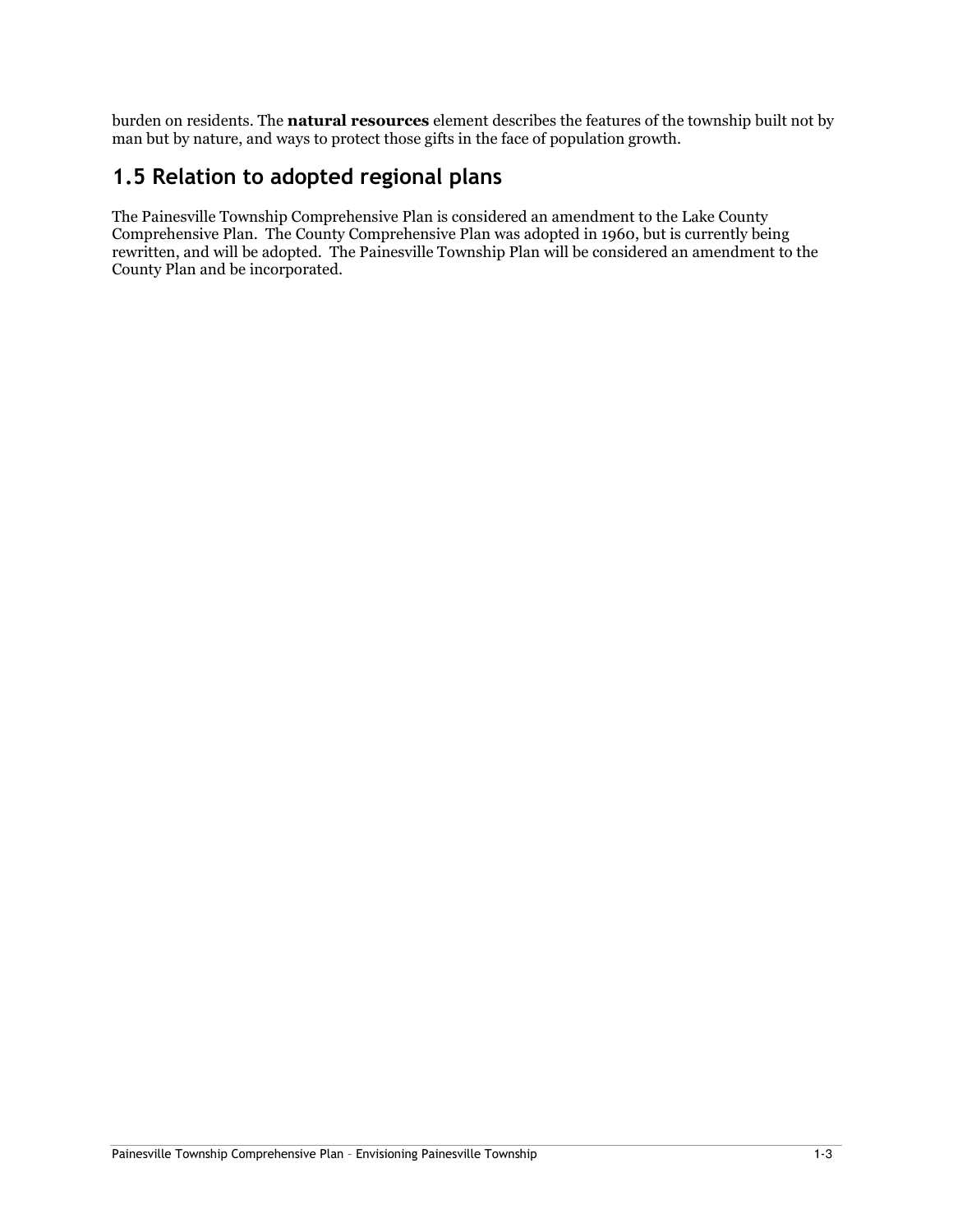burden on residents. The **natural resources** element describes the features of the township built not by man but by nature, and ways to protect those gifts in the face of population growth.

## 1.5 Relation to adopted regional plans

The Painesville Township Comprehensive Plan is considered an amendment to the Lake County Comprehensive Plan. The County Comprehensive Plan was adopted in 1960, but is currently being rewritten, and will be adopted. The Painesville Township Plan will be considered an amendment to the County Plan and be incorporated.